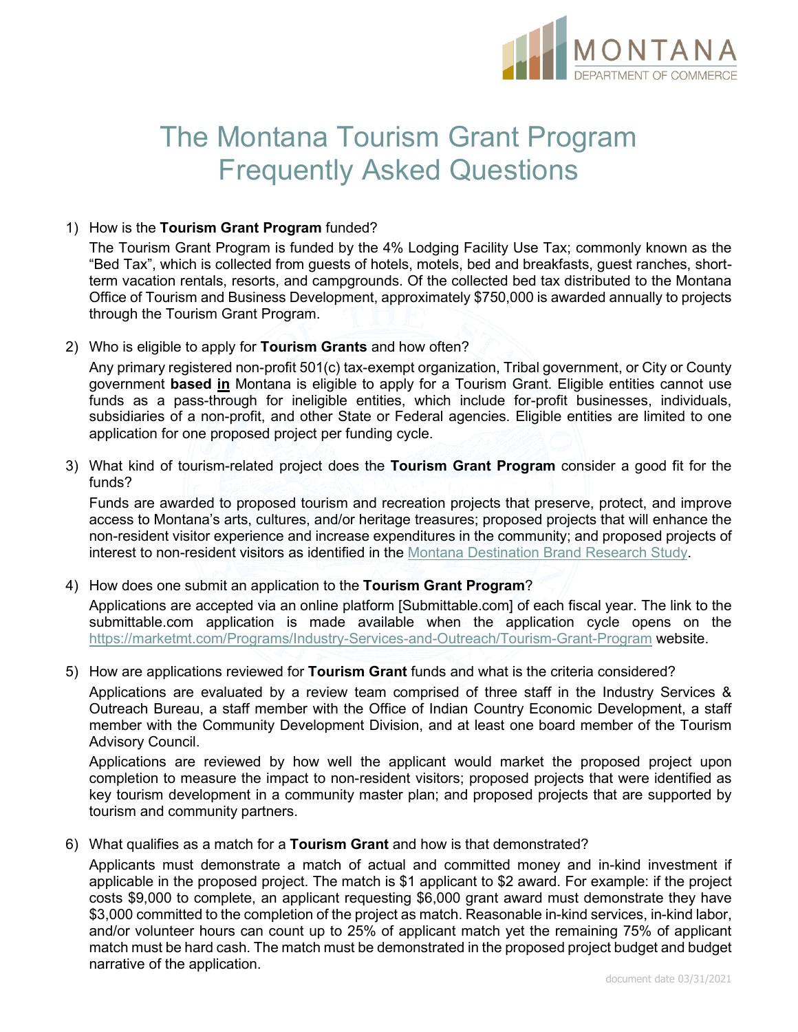MONTANA
DEPARTMENT OF COMMERCE

# The Montana Tourism Grant Program Frequently Asked Questions

1) How is the **Tourism Grant Program** funded?

   The Tourism Grant Program is funded by the 4% Lodging Facility Use Tax; commonly known as the "Bed Tax", which is collected from guests of hotels, motels, bed and breakfasts, guest ranches, short-term vacation rentals, resorts, and campgrounds. Of the collected bed tax distributed to the Montana Office of Tourism and Business Development, approximately $750,000 is awarded annually to projects through the Tourism Grant Program.

2) Who is eligible to apply for **Tourism Grants** and how often?

   Any primary registered non-profit 501(c) tax-exempt organization, Tribal government, or City or County government **based <u>in</u>** Montana is eligible to apply for a Tourism Grant. Eligible entities cannot use funds as a pass-through for ineligible entities, which include for-profit businesses, individuals, subsidiaries of a non-profit, and other State or Federal agencies. Eligible entities are limited to one application for one proposed project per funding cycle.

3) What kind of tourism-related project does the **Tourism Grant Program** consider a good fit for the funds?

   Funds are awarded to proposed tourism and recreation projects that preserve, protect, and improve access to Montana's arts, cultures, and/or heritage treasures; proposed projects that will enhance the non-resident visitor experience and increase expenditures in the community; and proposed projects of interest to non-resident visitors as identified in the Montana Destination Brand Research Study.

4) How does one submit an application to the **Tourism Grant Program**?

   Applications are accepted via an online platform [Submittable.com] of each fiscal year. The link to the submittable.com application is made available when the application cycle opens on the https://marketmt.com/Programs/Industry-Services-and-Outreach/Tourism-Grant-Program website.

5) How are applications reviewed for **Tourism Grant** funds and what is the criteria considered?

   Applications are evaluated by a review team comprised of three staff in the Industry Services & Outreach Bureau, a staff member with the Office of Indian Country Economic Development, a staff member with the Community Development Division, and at least one board member of the Tourism Advisory Council.

   Applications are reviewed by how well the applicant would market the proposed project upon completion to measure the impact to non-resident visitors; proposed projects that were identified as key tourism development in a community master plan; and proposed projects that are supported by tourism and community partners.

6) What qualifies as a match for a **Tourism Grant** and how is that demonstrated?

   Applicants must demonstrate a match of actual and committed money and in-kind investment if applicable in the proposed project. The match is $1 applicant to $2 award. For example: if the project costs $9,000 to complete, an applicant requesting $6,000 grant award must demonstrate they have $3,000 committed to the completion of the project as match. Reasonable in-kind services, in-kind labor, and/or volunteer hours can count up to 25% of applicant match yet the remaining 75% of applicant match must be hard cash. The match must be demonstrated in the proposed project budget and budget narrative of the application.

document date 03/31/2021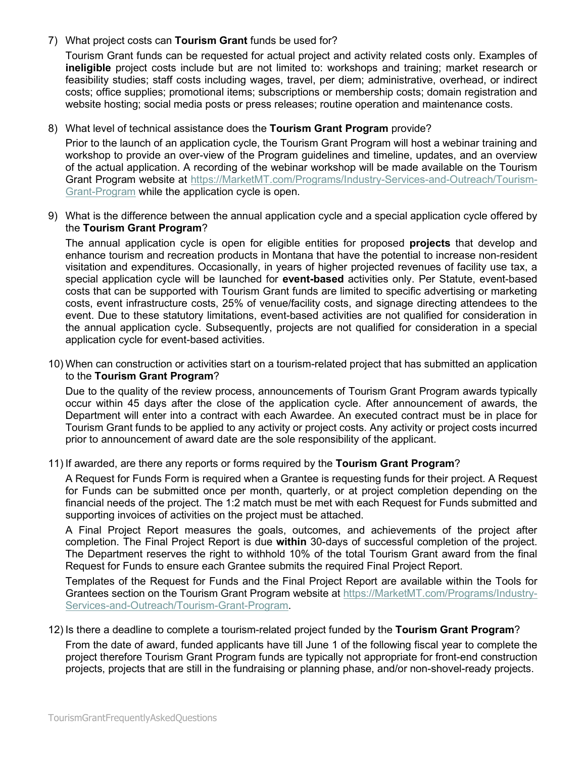7) What project costs can **Tourism Grant** funds be used for?

   Tourism Grant funds can be requested for actual project and activity related costs only. Examples of **ineligible** project costs include but are not limited to: workshops and training; market research or feasibility studies; staff costs including wages, travel, per diem; administrative, overhead, or indirect costs; office supplies; promotional items; subscriptions or membership costs; domain registration and website hosting; social media posts or press releases; routine operation and maintenance costs.

8) What level of technical assistance does the **Tourism Grant Program** provide?

   Prior to the launch of an application cycle, the Tourism Grant Program will host a webinar training and workshop to provide an over-view of the Program guidelines and timeline, updates, and an overview of the actual application. A recording of the webinar workshop will be made available on the Tourism Grant Program website at [https://MarketMT.com/Programs/Industry-Services-and-Outreach/Tourism-Grant-Program](https://MarketMT.com/Programs/Industry-Services-and-Outreach/Tourism-Grant-Program) while the application cycle is open.

9) What is the difference between the annual application cycle and a special application cycle offered by the **Tourism Grant Program**?

   The annual application cycle is open for eligible entities for proposed **projects** that develop and enhance tourism and recreation products in Montana that have the potential to increase non-resident visitation and expenditures. Occasionally, in years of higher projected revenues of facility use tax, a special application cycle will be launched for **event-based** activities only. Per Statute, event-based costs that can be supported with Tourism Grant funds are limited to specific advertising or marketing costs, event infrastructure costs, 25% of venue/facility costs, and signage directing attendees to the event. Due to these statutory limitations, event-based activities are not qualified for consideration in the annual application cycle. Subsequently, projects are not qualified for consideration in a special application cycle for event-based activities.

10) When can construction or activities start on a tourism-related project that has submitted an application to the **Tourism Grant Program**?

    Due to the quality of the review process, announcements of Tourism Grant Program awards typically occur within 45 days after the close of the application cycle. After announcement of awards, the Department will enter into a contract with each Awardee. An executed contract must be in place for Tourism Grant funds to be applied to any activity or project costs. Any activity or project costs incurred prior to announcement of award date are the sole responsibility of the applicant.

11) If awarded, are there any reports or forms required by the **Tourism Grant Program**?

    A Request for Funds Form is required when a Grantee is requesting funds for their project. A Request for Funds can be submitted once per month, quarterly, or at project completion depending on the financial needs of the project. The 1:2 match must be met with each Request for Funds submitted and supporting invoices of activities on the project must be attached.

    A Final Project Report measures the goals, outcomes, and achievements of the project after completion. The Final Project Report is due **within** 30-days of successful completion of the project. The Department reserves the right to withhold 10% of the total Tourism Grant award from the final Request for Funds to ensure each Grantee submits the required Final Project Report.

    Templates of the Request for Funds and the Final Project Report are available within the Tools for Grantees section on the Tourism Grant Program website at [https://MarketMT.com/Programs/Industry-Services-and-Outreach/Tourism-Grant-Program](https://MarketMT.com/Programs/Industry-Services-and-Outreach/Tourism-Grant-Program).

12) Is there a deadline to complete a tourism-related project funded by the **Tourism Grant Program**?

    From the date of award, funded applicants have till June 1 of the following fiscal year to complete the project therefore Tourism Grant Program funds are typically not appropriate for front-end construction projects, projects that are still in the fundraising or planning phase, and/or non-shovel-ready projects.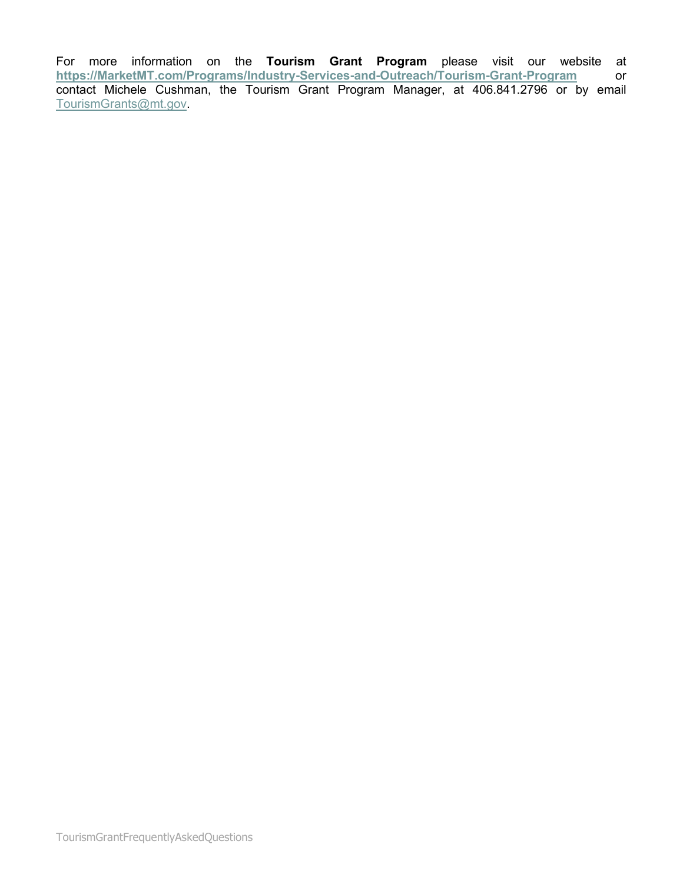For more information on the **Tourism Grant Program** please visit our website at **https://MarketMT.com/Programs/Industry-Services-and-Outreach/Tourism-Grant-Program** or contact Michele Cushman, the Tourism Grant Program Manager, at 406.841.2796 or by email TourismGrants@mt.gov.